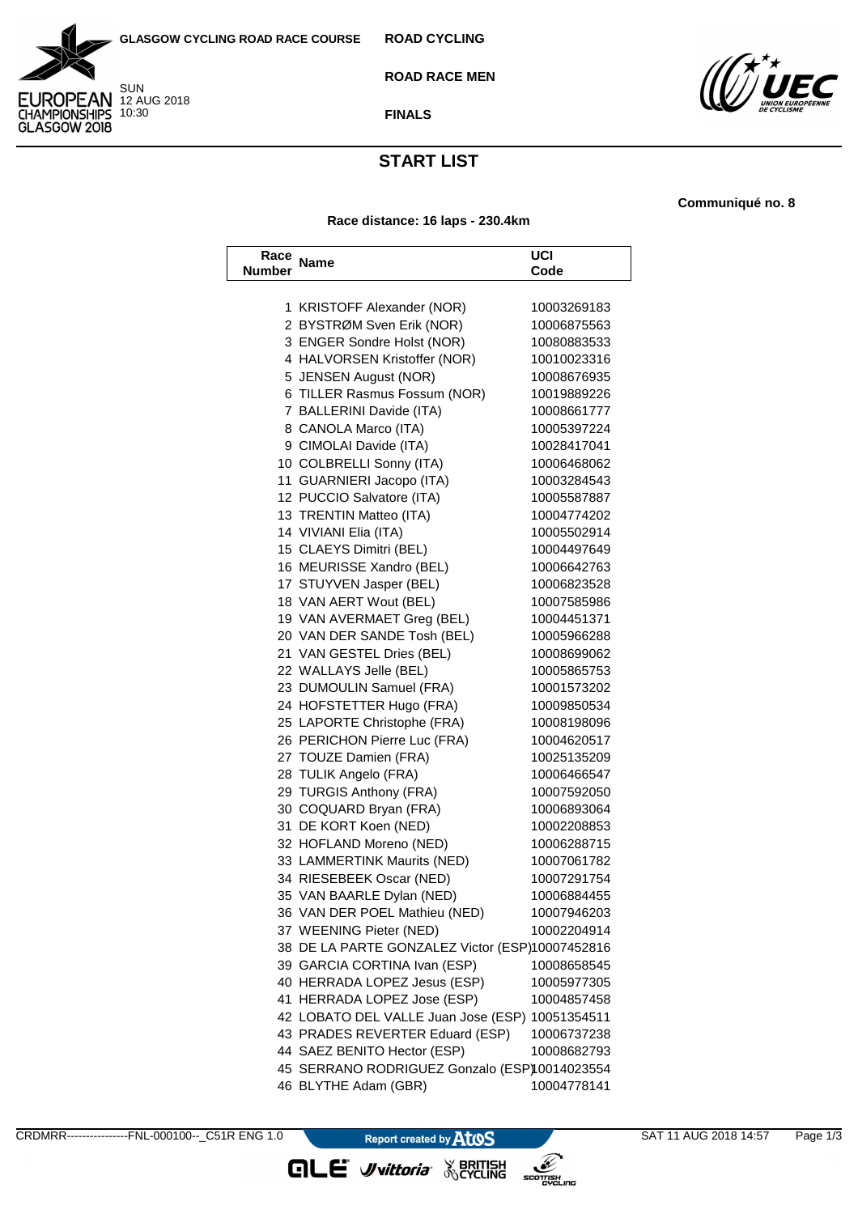GLASGOW CYCLING ROAD RACE COURSE

**ROAD CYCLING**

**ROAD RACE MEN**

**FINALS**

SUN 12 AUG 2018 10:30

# START LIST

**Communiqué no. 8**

**Race distance: 16 laps - 230.4km**

| Race Number | Name | UCI Code |
|---|---|---|
| 1 | KRISTOFF Alexander (NOR) | 10003269183 |
| 2 | BYSTRØM Sven Erik (NOR) | 10006875563 |
| 3 | ENGER Sondre Holst (NOR) | 10080883533 |
| 4 | HALVORSEN Kristoffer (NOR) | 10010023316 |
| 5 | JENSEN August (NOR) | 10008676935 |
| 6 | TILLER Rasmus Fossum (NOR) | 10019889226 |
| 7 | BALLERINI Davide (ITA) | 10008661777 |
| 8 | CANOLA Marco (ITA) | 10005397224 |
| 9 | CIMOLAI Davide (ITA) | 10028417041 |
| 10 | COLBRELLI Sonny (ITA) | 10006468062 |
| 11 | GUARNIERI Jacopo (ITA) | 10003284543 |
| 12 | PUCCIO Salvatore (ITA) | 10005587887 |
| 13 | TRENTIN Matteo (ITA) | 10004774202 |
| 14 | VIVIANI Elia (ITA) | 10005502914 |
| 15 | CLAEYS Dimitri (BEL) | 10004497649 |
| 16 | MEURISSE Xandro (BEL) | 10006642763 |
| 17 | STUYVEN Jasper (BEL) | 10006823528 |
| 18 | VAN AERT Wout (BEL) | 10007585986 |
| 19 | VAN AVERMAET Greg (BEL) | 10004451371 |
| 20 | VAN DER SANDE Tosh (BEL) | 10005966288 |
| 21 | VAN GESTEL Dries (BEL) | 10008699062 |
| 22 | WALLAYS Jelle (BEL) | 10005865753 |
| 23 | DUMOULIN Samuel (FRA) | 10001573202 |
| 24 | HOFSTETTER Hugo (FRA) | 10009850534 |
| 25 | LAPORTE Christophe (FRA) | 10008198096 |
| 26 | PERICHON Pierre Luc (FRA) | 10004620517 |
| 27 | TOUZE Damien (FRA) | 10025135209 |
| 28 | TULIK Angelo (FRA) | 10006466547 |
| 29 | TURGIS Anthony (FRA) | 10007592050 |
| 30 | COQUARD Bryan (FRA) | 10006893064 |
| 31 | DE KORT Koen (NED) | 10002208853 |
| 32 | HOFLAND Moreno (NED) | 10006288715 |
| 33 | LAMMERTINK Maurits (NED) | 10007061782 |
| 34 | RIESEBEEK Oscar (NED) | 10007291754 |
| 35 | VAN BAARLE Dylan (NED) | 10006884455 |
| 36 | VAN DER POEL Mathieu (NED) | 10007946203 |
| 37 | WEENING Pieter (NED) | 10002204914 |
| 38 | DE LA PARTE GONZALEZ Victor (ESP) | 10007452816 |
| 39 | GARCIA CORTINA Ivan (ESP) | 10008658545 |
| 40 | HERRADA LOPEZ Jesus (ESP) | 10005977305 |
| 41 | HERRADA LOPEZ Jose (ESP) | 10004857458 |
| 42 | LOBATO DEL VALLE Juan Jose (ESP) | 10051354511 |
| 43 | PRADES REVERTER Eduard (ESP) | 10006737238 |
| 44 | SAEZ BENITO Hector (ESP) | 10008682793 |
| 45 | SERRANO RODRIGUEZ Gonzalo (ESP) | 10014023554 |
| 46 | BLYTHE Adam (GBR) | 10004778141 |

CRDMRR----------------FNL-000100--_C51R ENG 1.0 Report created by Atos SAT 11 AUG 2018 14:57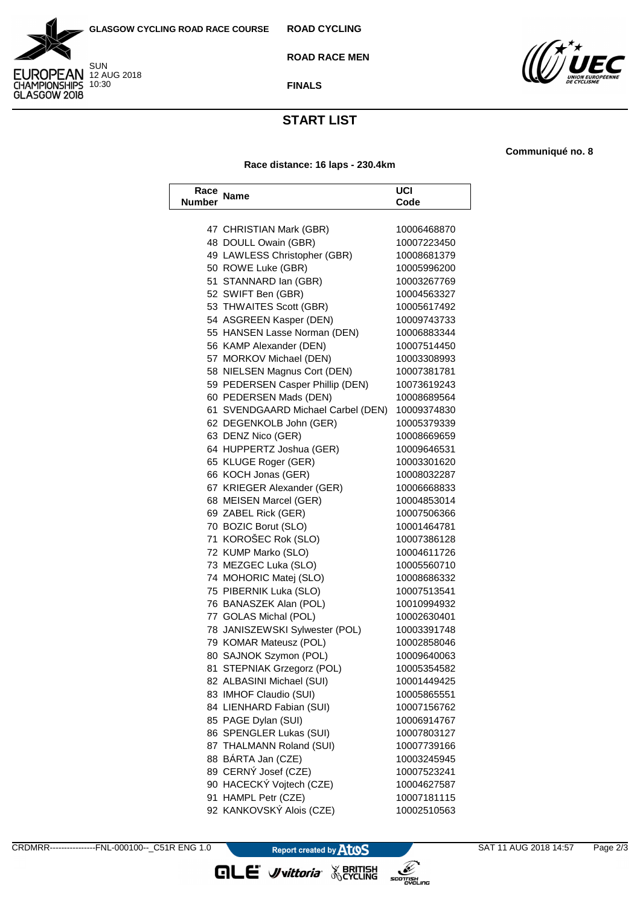GLASGOW CYCLING ROAD RACE COURSE

SUN 12 AUG 2018 10:30

**ROAD CYCLING**

**ROAD RACE MEN**

**FINALS**

## START LIST

**Communiqué no. 8**

**Race distance: 16 laps - 230.4km**

| Race Number | Name | UCI Code |
|---|---|---|
| 47 | CHRISTIAN Mark (GBR) | 10006468870 |
| 48 | DOULL Owain (GBR) | 10007223450 |
| 49 | LAWLESS Christopher (GBR) | 10008681379 |
| 50 | ROWE Luke (GBR) | 10005996200 |
| 51 | STANNARD Ian (GBR) | 10003267769 |
| 52 | SWIFT Ben (GBR) | 10004563327 |
| 53 | THWAITES Scott (GBR) | 10005617492 |
| 54 | ASGREEN Kasper (DEN) | 10009743733 |
| 55 | HANSEN Lasse Norman (DEN) | 10006883344 |
| 56 | KAMP Alexander (DEN) | 10007514450 |
| 57 | MORKOV Michael (DEN) | 10003308993 |
| 58 | NIELSEN Magnus Cort (DEN) | 10007381781 |
| 59 | PEDERSEN Casper Phillip (DEN) | 10073619243 |
| 60 | PEDERSEN Mads (DEN) | 10008689564 |
| 61 | SVENDGAARD Michael Carbel (DEN) | 10009374830 |
| 62 | DEGENKOLB John (GER) | 10005379339 |
| 63 | DENZ Nico (GER) | 10008669659 |
| 64 | HUPPERTZ Joshua (GER) | 10009646531 |
| 65 | KLUGE Roger (GER) | 10003301620 |
| 66 | KOCH Jonas (GER) | 10008032287 |
| 67 | KRIEGER Alexander (GER) | 10006668833 |
| 68 | MEISEN Marcel (GER) | 10004853014 |
| 69 | ZABEL Rick (GER) | 10007506366 |
| 70 | BOZIC Borut (SLO) | 10001464781 |
| 71 | KOROŠEC Rok (SLO) | 10007386128 |
| 72 | KUMP Marko (SLO) | 10004611726 |
| 73 | MEZGEC Luka (SLO) | 10005560710 |
| 74 | MOHORIC Matej (SLO) | 10008686332 |
| 75 | PIBERNIK Luka (SLO) | 10007513541 |
| 76 | BANASZEK Alan (POL) | 10010994932 |
| 77 | GOLAS Michal (POL) | 10002630401 |
| 78 | JANISZEWSKI Sylwester (POL) | 10003391748 |
| 79 | KOMAR Mateusz (POL) | 10002858046 |
| 80 | SAJNOK Szymon (POL) | 10009640063 |
| 81 | STEPNIAK Grzegorz (POL) | 10005354582 |
| 82 | ALBASINI Michael (SUI) | 10001449425 |
| 83 | IMHOF Claudio (SUI) | 10005865551 |
| 84 | LIENHARD Fabian (SUI) | 10007156762 |
| 85 | PAGE Dylan (SUI) | 10006914767 |
| 86 | SPENGLER Lukas (SUI) | 10007803127 |
| 87 | THALMANN Roland (SUI) | 10007739166 |
| 88 | BÁRTA Jan (CZE) | 10003245945 |
| 89 | CERNÝ Josef (CZE) | 10007523241 |
| 90 | HACECKÝ Vojtech (CZE) | 10004627587 |
| 91 | HAMPL Petr (CZE) | 10007181115 |
| 92 | KANKOVSKÝ Alois (CZE) | 10002510563 |

CRDMRR----------------FNL-000100--_C51R ENG 1.0 Report created by Atos SAT 11 AUG 2018 14:57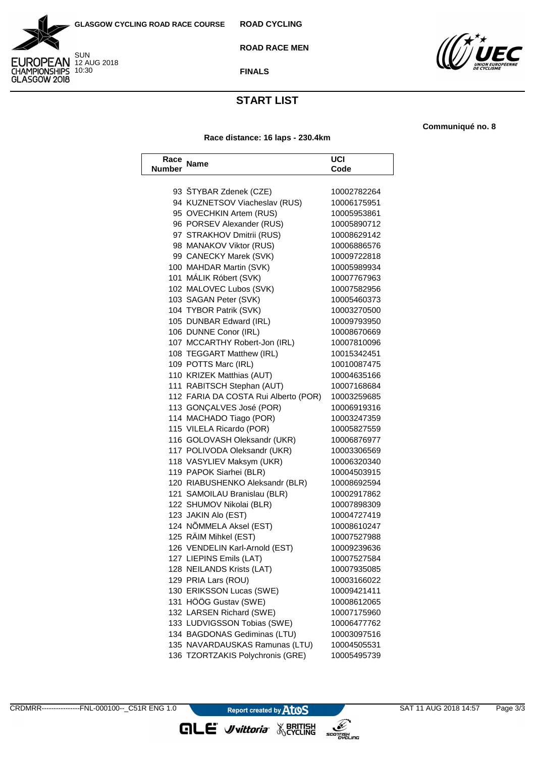GLASGOW CYCLING ROAD RACE COURSE

SUN 12 AUG 2018 10:30

**ROAD CYCLING**

**ROAD RACE MEN**

**FINALS**

## START LIST

**Communiqué no. 8**

**Race distance: 16 laps - 230.4km**

| Race Number | Name | UCI Code |
|---|---|---|
| 93 | ŠTYBAR Zdenek (CZE) | 10002782264 |
| 94 | KUZNETSOV Viacheslav (RUS) | 10006175951 |
| 95 | OVECHKIN Artem (RUS) | 10005953861 |
| 96 | PORSEV Alexander (RUS) | 10005890712 |
| 97 | STRAKHOV Dmitrii (RUS) | 10008629142 |
| 98 | MANAKOV Viktor (RUS) | 10006886576 |
| 99 | CANECKY Marek (SVK) | 10009722818 |
| 100 | MAHDAR Martin (SVK) | 10005989934 |
| 101 | MÁLIK Róbert (SVK) | 10007767963 |
| 102 | MALOVEC Lubos (SVK) | 10007582956 |
| 103 | SAGAN Peter (SVK) | 10005460373 |
| 104 | TYBOR Patrik (SVK) | 10003270500 |
| 105 | DUNBAR Edward (IRL) | 10009793950 |
| 106 | DUNNE Conor (IRL) | 10008670669 |
| 107 | MCCARTHY Robert-Jon (IRL) | 10007810096 |
| 108 | TEGGART Matthew (IRL) | 10015342451 |
| 109 | POTTS Marc (IRL) | 10010087475 |
| 110 | KRIZEK Matthias (AUT) | 10004635166 |
| 111 | RABITSCH Stephan (AUT) | 10007168684 |
| 112 | FARIA DA COSTA Rui Alberto (POR) | 10003259685 |
| 113 | GONÇALVES José (POR) | 10006919316 |
| 114 | MACHADO Tiago (POR) | 10003247359 |
| 115 | VILELA Ricardo (POR) | 10005827559 |
| 116 | GOLOVASH Oleksandr (UKR) | 10006876977 |
| 117 | POLIVODA Oleksandr (UKR) | 10003306569 |
| 118 | VASYLIEV Maksym (UKR) | 10006320340 |
| 119 | PAPOK Siarhei (BLR) | 10004503915 |
| 120 | RIABUSHENKO Aleksandr (BLR) | 10008692594 |
| 121 | SAMOILAU Branislau (BLR) | 10002917862 |
| 122 | SHUMOV Nikolai (BLR) | 10007898309 |
| 123 | JAKIN Alo (EST) | 10004727419 |
| 124 | NÕMMELA Aksel (EST) | 10008610247 |
| 125 | RÄIM Mihkel (EST) | 10007527988 |
| 126 | VENDELIN Karl-Arnold (EST) | 10009239636 |
| 127 | LIEPINS Emils (LAT) | 10007527584 |
| 128 | NEILANDS Krists (LAT) | 10007935085 |
| 129 | PRIA Lars (ROU) | 10003166022 |
| 130 | ERIKSSON Lucas (SWE) | 10009421411 |
| 131 | HÖÖG Gustav (SWE) | 10008612065 |
| 132 | LARSEN Richard (SWE) | 10007175960 |
| 133 | LUDVIGSSON Tobias (SWE) | 10006477762 |
| 134 | BAGDONAS Gediminas (LTU) | 10003097516 |
| 135 | NAVARDAUSKAS Ramunas (LTU) | 10004505531 |
| 136 | TZORTZAKIS Polychronis (GRE) | 10005495739 |

CRDMRR----------------FNL-000100--_C51R ENG 1.0 Report created by Atos SAT 11 AUG 2018 14:57